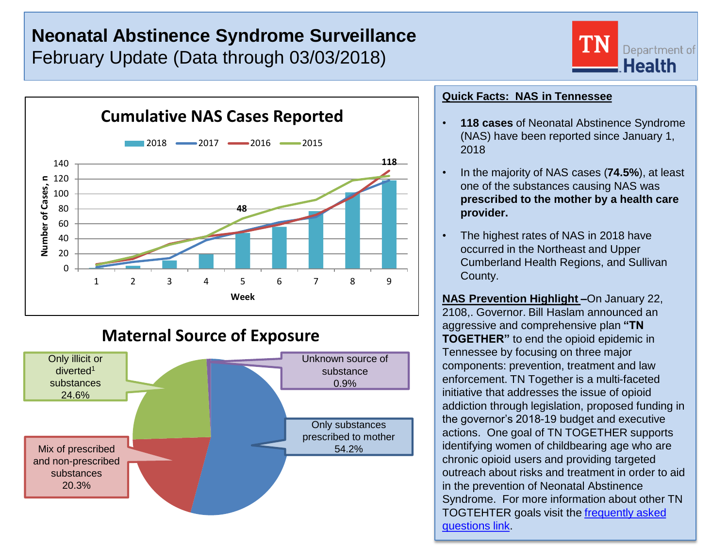# Neonatal Abstinence Syndrome Surveillance

February Update (Data through 03/03/2018)

TN Department of Health

## Cumulative NAS Cases Reported

2018 | 2017 | 2016 | 2015

Number of Cases, n

Week

48

118

## Maternal Source of Exposure

- Only illicit or diverted[1] substances 24.6%
- Unknown source of substance 0.9%
- Only substances prescribed to mother 54.2%
- Mix of prescribed and non-prescribed substances 20.3%

## Quick Facts: NAS in Tennessee

- **118 cases** of Neonatal Abstinence Syndrome (NAS) have been reported since January 1, 2018
- In the majority of NAS cases (**74.5%**), at least one of the substances causing NAS was **prescribed to the mother by a health care provider.**
- The highest rates of NAS in 2018 have occurred in the Northeast and Upper Cumberland Health Regions, and Sullivan County.

**NAS Prevention Highlight** –On January 22, 2108,. Governor. Bill Haslam announced an aggressive and comprehensive plan **"TN TOGETHER"** to end the opioid epidemic in Tennessee by focusing on three major components: prevention, treatment and law enforcement. TN Together is a multi-faceted initiative that addresses the issue of opioid addiction through legislation, proposed funding in the governor's 2018-19 budget and executive actions. One goal of TN TOGETHER supports identifying women of childbearing age who are chronic opioid users and providing targeted outreach about risks and treatment in order to aid in the prevention of Neonatal Abstinence Syndrome. For more information about other TN TOGTEHTER goals visit the frequently asked questions link.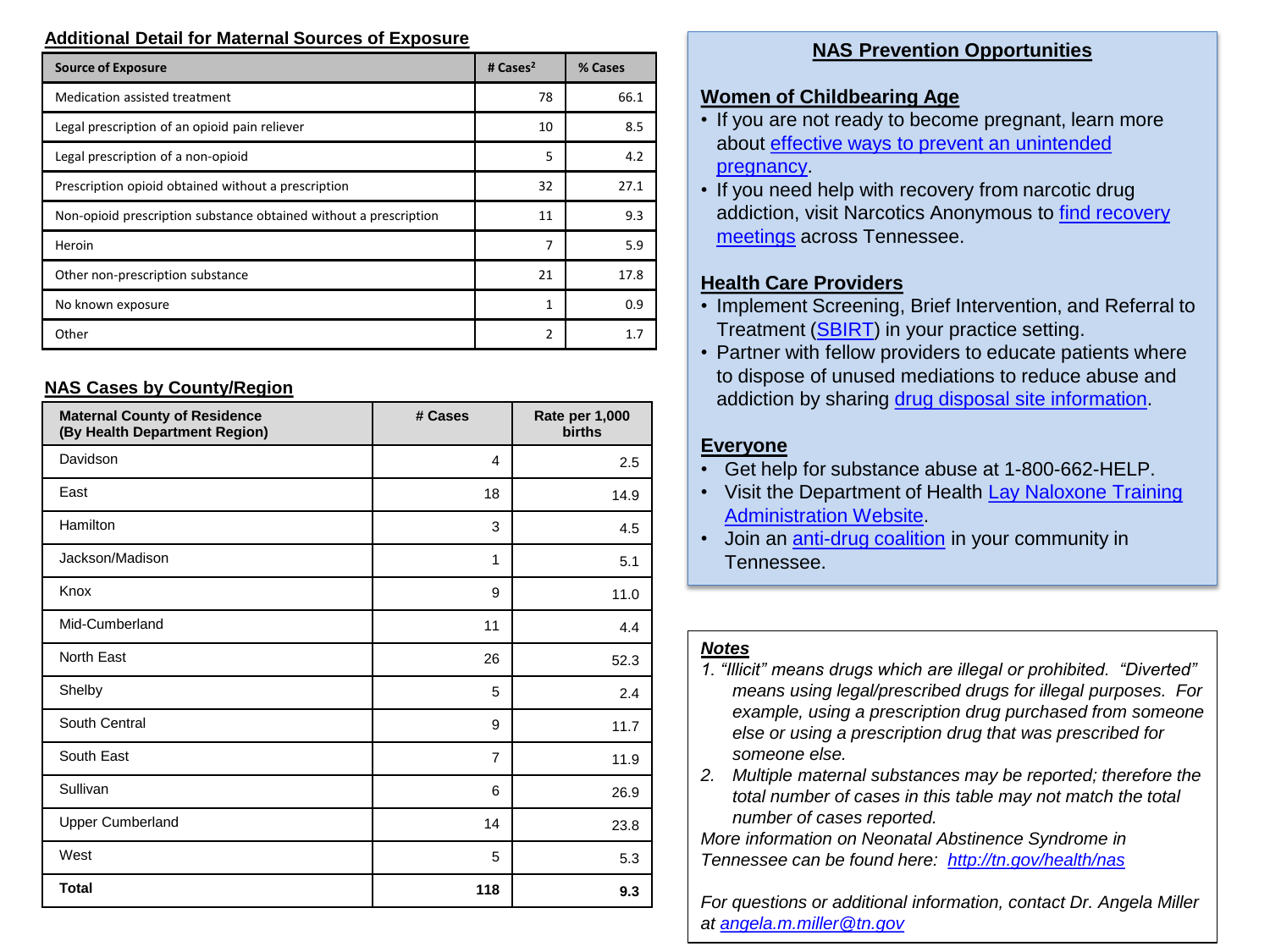## Additional Detail for Maternal Sources of Exposure

| Source of Exposure | # Cases[2] | % Cases |
|---|---|---|
| Medication assisted treatment | 78 | 66.1 |
| Legal prescription of an opioid pain reliever | 10 | 8.5 |
| Legal prescription of a non-opioid | 5 | 4.2 |
| Prescription opioid obtained without a prescription | 32 | 27.1 |
| Non-opioid prescription substance obtained without a prescription | 11 | 9.3 |
| Heroin | 7 | 5.9 |
| Other non-prescription substance | 21 | 17.8 |
| No known exposure | 1 | 0.9 |
| Other | 2 | 1.7 |

## NAS Cases by County/Region

| Maternal County of Residence (By Health Department Region) | # Cases | Rate per 1,000 births |
|---|---|---|
| Davidson | 4 | 2.5 |
| East | 18 | 14.9 |
| Hamilton | 3 | 4.5 |
| Jackson/Madison | 1 | 5.1 |
| Knox | 9 | 11.0 |
| Mid-Cumberland | 11 | 4.4 |
| North East | 26 | 52.3 |
| Shelby | 5 | 2.4 |
| South Central | 9 | 11.7 |
| South East | 7 | 11.9 |
| Sullivan | 6 | 26.9 |
| Upper Cumberland | 14 | 23.8 |
| West | 5 | 5.3 |
| **Total** | **118** | **9.3** |

## NAS Prevention Opportunities

### Women of Childbearing Age

- If you are not ready to become pregnant, learn more about effective ways to prevent an unintended pregnancy.
- If you need help with recovery from narcotic drug addiction, visit Narcotics Anonymous to find recovery meetings across Tennessee.

### Health Care Providers

- Implement Screening, Brief Intervention, and Referral to Treatment (SBIRT) in your practice setting.
- Partner with fellow providers to educate patients where to dispose of unused mediations to reduce abuse and addiction by sharing drug disposal site information.

### Everyone

- Get help for substance abuse at 1-800-662-HELP.
- Visit the Department of Health Lay Naloxone Training Administration Website.
- Join an anti-drug coalition in your community in Tennessee.

### *Notes*

1. *"Illicit" means drugs which are illegal or prohibited. "Diverted" means using legal/prescribed drugs for illegal purposes. For example, using a prescription drug purchased from someone else or using a prescription drug that was prescribed for someone else.*
2. *Multiple maternal substances may be reported; therefore the total number of cases in this table may not match the total number of cases reported.*

*More information on Neonatal Abstinence Syndrome in Tennessee can be found here: http://tn.gov/health/nas*

*For questions or additional information, contact Dr. Angela Miller at angela.m.miller@tn.gov*